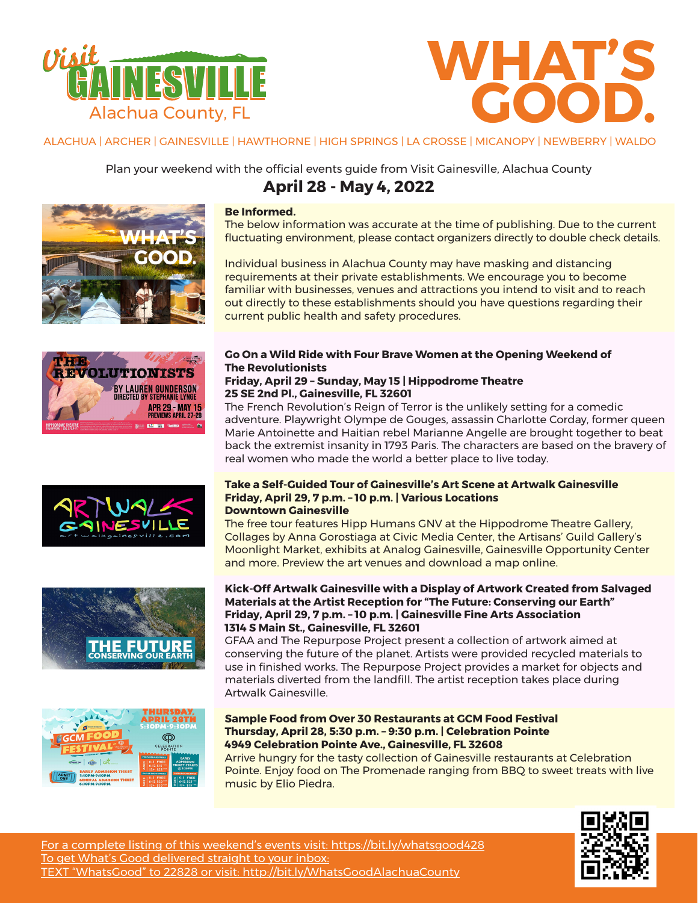# Visit GAINESVILLE Alachua County, FL

# WHAT'S GOOD.

ALACHUA | ARCHER | GAINESVILLE | HAWTHORNE | HIGH SPRINGS | LA CROSSE | MICANOPY | NEWBERRY | WALDO

Plan your weekend with the official events guide from Visit Gainesville, Alachua County

## April 28 - May 4, 2022

**Be Informed.**
The below information was accurate at the time of publishing. Due to the current fluctuating environment, please contact organizers directly to double check details.

Individual business in Alachua County may have masking and distancing requirements at their private establishments. We encourage you to become familiar with businesses, venues and attractions you intend to visit and to reach out directly to these establishments should you have questions regarding their current public health and safety procedures.

**Go On a Wild Ride with Four Brave Women at the Opening Weekend of The Revolutionists**
**Friday, April 29 – Sunday, May 15 | Hippodrome Theatre**
**25 SE 2nd Pl., Gainesville, FL 32601**
The French Revolution's Reign of Terror is the unlikely setting for a comedic adventure. Playwright Olympe de Gouges, assassin Charlotte Corday, former queen Marie Antoinette and Haitian rebel Marianne Angelle are brought together to beat back the extremist insanity in 1793 Paris. The characters are based on the bravery of real women who made the world a better place to live today.

**Take a Self-Guided Tour of Gainesville's Art Scene at Artwalk Gainesville**
**Friday, April 29, 7 p.m. – 10 p.m. | Various Locations**
**Downtown Gainesville**
The free tour features Hipp Humans GNV at the Hippodrome Theatre Gallery, Collages by Anna Gorostiaga at Civic Media Center, the Artisans' Guild Gallery's Moonlight Market, exhibits at Analog Gainesville, Gainesville Opportunity Center and more. Preview the art venues and download a map online.

**Kick-Off Artwalk Gainesville with a Display of Artwork Created from Salvaged Materials at the Artist Reception for "The Future: Conserving our Earth"**
**Friday, April 29, 7 p.m. – 10 p.m. | Gainesville Fine Arts Association**
**1314 S Main St., Gainesville, FL 32601**
GFAA and The Repurpose Project present a collection of artwork aimed at conserving the future of the planet. Artists were provided recycled materials to use in finished works. The Repurpose Project provides a market for objects and materials diverted from the landfill. The artist reception takes place during Artwalk Gainesville.

**Sample Food from Over 30 Restaurants at GCM Food Festival**
**Thursday, April 28, 5:30 p.m. – 9:30 p.m. | Celebration Pointe**
**4949 Celebration Pointe Ave., Gainesville, FL 32608**
Arrive hungry for the tasty collection of Gainesville restaurants at Celebration Pointe. Enjoy food on The Promenade ranging from BBQ to sweet treats with live music by Elio Piedra.

For a complete listing of this weekend's events visit: https://bit.ly/whatsgood428
To get What's Good delivered straight to your inbox:
TEXT "WhatsGood" to 22828 or visit: http://bit.ly/WhatsGoodAlachuaCounty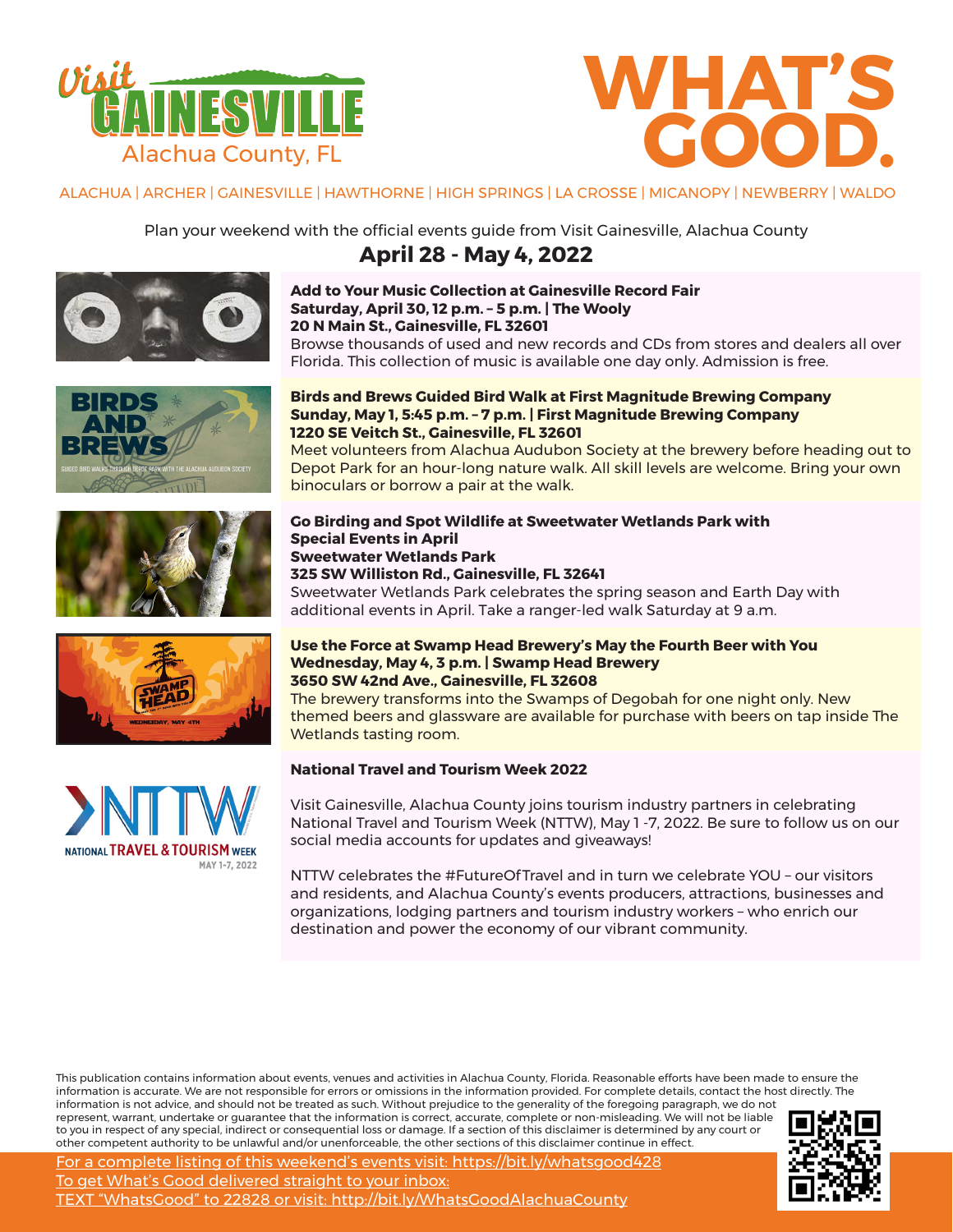Visit GAINESVILLE

Alachua County, FL

# WHAT'S GOOD.

ALACHUA | ARCHER | GAINESVILLE | HAWTHORNE | HIGH SPRINGS | LA CROSSE | MICANOPY | NEWBERRY | WALDO

Plan your weekend with the official events guide from Visit Gainesville, Alachua County

## April 28 - May 4, 2022

**Add to Your Music Collection at Gainesville Record Fair**
**Saturday, April 30, 12 p.m. – 5 p.m. | The Wooly**
**20 N Main St., Gainesville, FL 32601**
Browse thousands of used and new records and CDs from stores and dealers all over Florida. This collection of music is available one day only. Admission is free.

**Birds and Brews Guided Bird Walk at First Magnitude Brewing Company**
**Sunday, May 1, 5:45 p.m. – 7 p.m. | First Magnitude Brewing Company**
**1220 SE Veitch St., Gainesville, FL 32601**
Meet volunteers from Alachua Audubon Society at the brewery before heading out to Depot Park for an hour-long nature walk. All skill levels are welcome. Bring your own binoculars or borrow a pair at the walk.

**Go Birding and Spot Wildlife at Sweetwater Wetlands Park with Special Events in April**
**Sweetwater Wetlands Park**
**325 SW Williston Rd., Gainesville, FL 32641**
Sweetwater Wetlands Park celebrates the spring season and Earth Day with additional events in April. Take a ranger-led walk Saturday at 9 a.m.

**Use the Force at Swamp Head Brewery's May the Fourth Beer with You**
**Wednesday, May 4, 3 p.m. | Swamp Head Brewery**
**3650 SW 42nd Ave., Gainesville, FL 32608**
The brewery transforms into the Swamps of Degobah for one night only. New themed beers and glassware are available for purchase with beers on tap inside The Wetlands tasting room.

**National Travel and Tourism Week 2022**

Visit Gainesville, Alachua County joins tourism industry partners in celebrating National Travel and Tourism Week (NTTW), May 1 -7, 2022. Be sure to follow us on our social media accounts for updates and giveaways!

NTTW celebrates the #FutureOfTravel and in turn we celebrate YOU – our visitors and residents, and Alachua County's events producers, attractions, businesses and organizations, lodging partners and tourism industry workers – who enrich our destination and power the economy of our vibrant community.

This publication contains information about events, venues and activities in Alachua County, Florida. Reasonable efforts have been made to ensure the information is accurate. We are not responsible for errors or omissions in the information provided. For complete details, contact the host directly. The information is not advice, and should not be treated as such. Without prejudice to the generality of the foregoing paragraph, we do not represent, warrant, undertake or guarantee that the information is correct, accurate, complete or non-misleading. We will not be liable to you in respect of any special, indirect or consequential loss or damage. If a section of this disclaimer is determined by any court or other competent authority to be unlawful and/or unenforceable, the other sections of this disclaimer continue in effect.

For a complete listing of this weekend's events visit: https://bit.ly/whatsgood428
To get What's Good delivered straight to your inbox:
TEXT "WhatsGood" to 22828 or visit: http://bit.ly/WhatsGoodAlachuaCounty